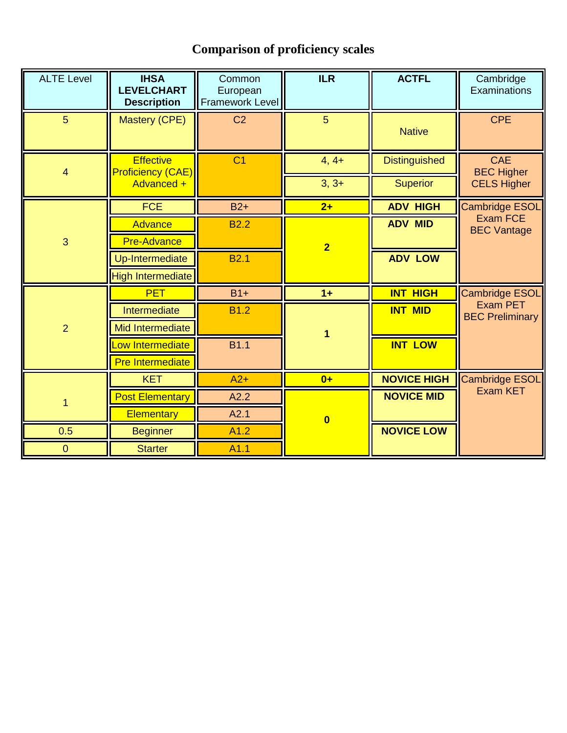# Comparison of proficiency scales

| ALTE Level | IHSA LEVELCHART Description | Common European Framework Level | ILR | ACTFL | Cambridge Examinations |
|---|---|---|---|---|---|
| 5 | Mastery (CPE) | C2 | 5 | Native | CPE |
| 4 | Effective Proficiency (CAE) Advanced + | C1 | 4, 4+ | Distinguished | CAE BEC Higher CELS Higher |
| | | | 3, 3+ | Superior | |
| 3 | FCE | B2+ | **2+** | **ADV HIGH** | Cambridge ESOL Exam FCE BEC Vantage |
| | Advance | B2.2 | **2** | **ADV MID** | |
| | Pre-Advance | | | | |
| | Up-Intermediate | B2.1 | | **ADV LOW** | |
| | High Intermediate | | | | |
| 2 | PET | B1+ | **1+** | **INT HIGH** | Cambridge ESOL Exam PET BEC Preliminary |
| | Intermediate | B1.2 | **1** | **INT MID** | |
| | Mid Intermediate | | | | |
| | Low Intermediate | B1.1 | | **INT LOW** | |
| | Pre Intermediate | | | | |
| 1 | KET | A2+ | **0+** | **NOVICE HIGH** | Cambridge ESOL Exam KET |
| | Post Elementary | A2.2 | **0** | **NOVICE MID** | |
| | Elementary | A2.1 | | | |
| 0.5 | Beginner | A1.2 | | **NOVICE LOW** | |
| 0 | Starter | A1.1 | | | |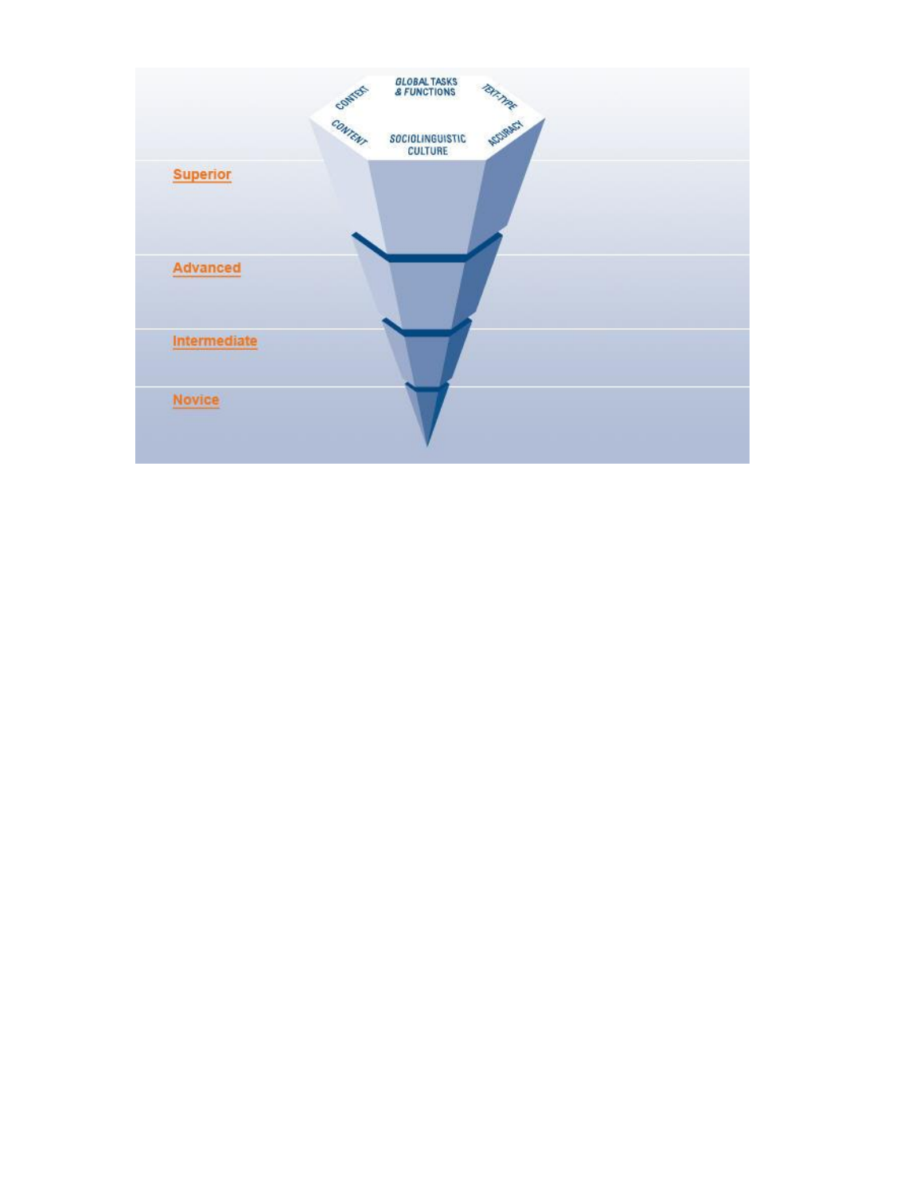GLOBAL TASKS & FUNCTIONS

CONTEXT

TEXT-TYPE

CONTENT

SOCIOLINGUISTIC CULTURE

ACCURACY

Superior

Advanced

Intermediate

Novice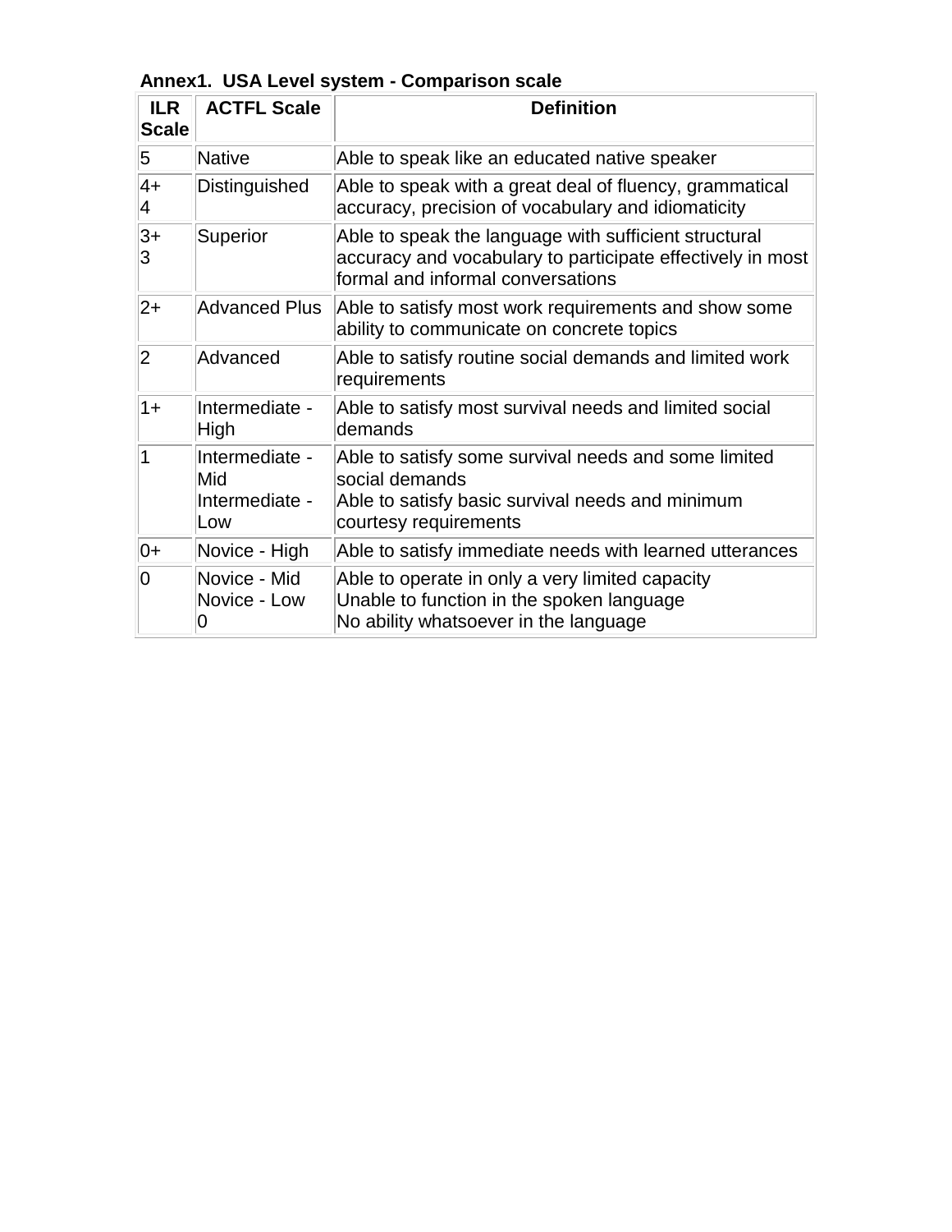**Annex1. USA Level system - Comparison scale**

| ILR Scale | ACTFL Scale | Definition |
|---|---|---|
| 5 | Native | Able to speak like an educated native speaker |
| 4+<br>4 | Distinguished | Able to speak with a great deal of fluency, grammatical accuracy, precision of vocabulary and idiomaticity |
| 3+<br>3 | Superior | Able to speak the language with sufficient structural accuracy and vocabulary to participate effectively in most formal and informal conversations |
| 2+ | Advanced Plus | Able to satisfy most work requirements and show some ability to communicate on concrete topics |
| 2 | Advanced | Able to satisfy routine social demands and limited work requirements |
| 1+ | Intermediate - High | Able to satisfy most survival needs and limited social demands |
| 1 | Intermediate - Mid<br>Intermediate - Low | Able to satisfy some survival needs and some limited social demands<br>Able to satisfy basic survival needs and minimum courtesy requirements |
| 0+ | Novice - High | Able to satisfy immediate needs with learned utterances |
| 0 | Novice - Mid<br>Novice - Low<br>0 | Able to operate in only a very limited capacity<br>Unable to function in the spoken language<br>No ability whatsoever in the language |